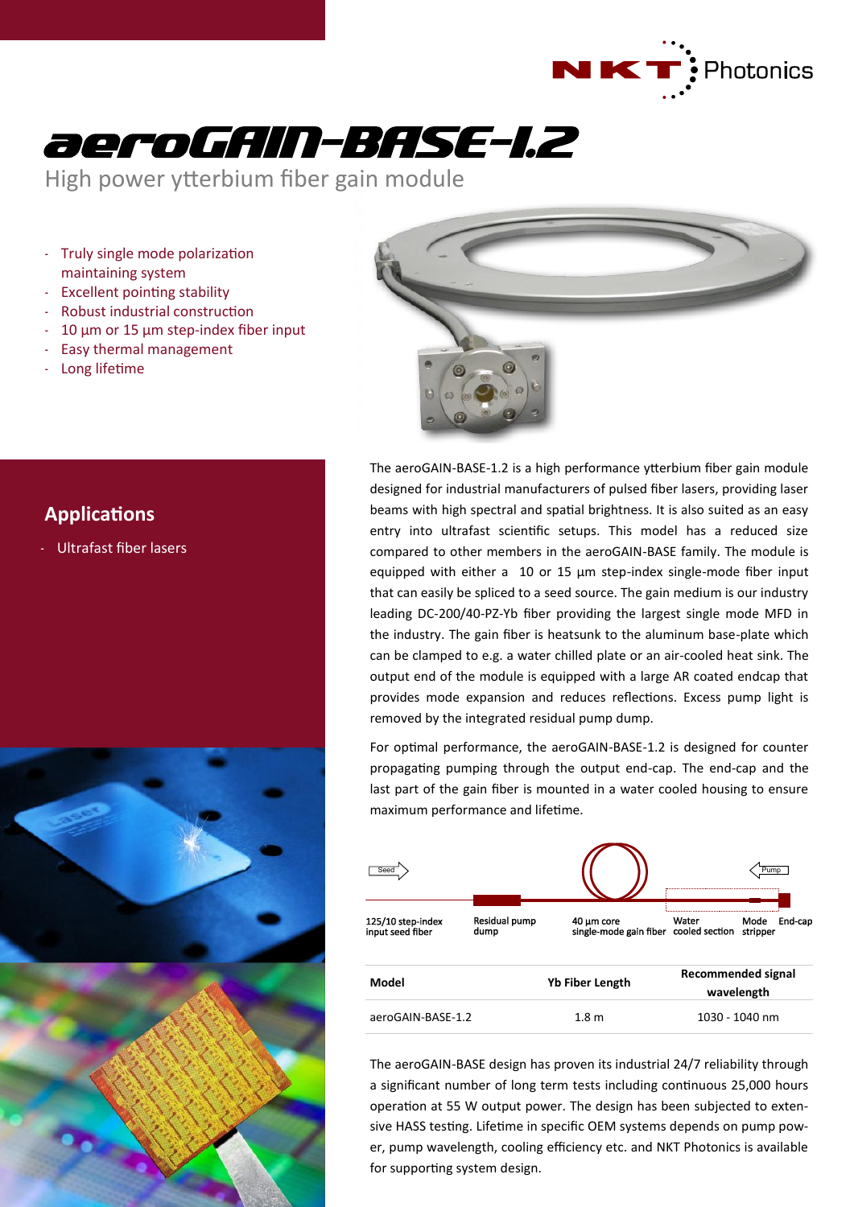# aeroGAIN-BASE-1.2

## High power ytterbium fiber gain module

- Truly single mode polarization maintaining system
- Excellent pointing stability
- Robust industrial construction
- 10 µm or 15 µm step-index fiber input
- Easy thermal management
- Long lifetime

## Applications

- Ultrafast fiber lasers

The aeroGAIN-BASE-1.2 is a high performance ytterbium fiber gain module designed for industrial manufacturers of pulsed fiber lasers, providing laser beams with high spectral and spatial brightness. It is also suited as an easy entry into ultrafast scientific setups. This model has a reduced size compared to other members in the aeroGAIN-BASE family. The module is equipped with either a 10 or 15 µm step-index single-mode fiber input that can easily be spliced to a seed source. The gain medium is our industry leading DC-200/40-PZ-Yb fiber providing the largest single mode MFD in the industry. The gain fiber is heatsunk to the aluminum base-plate which can be clamped to e.g. a water chilled plate or an air-cooled heat sink. The output end of the module is equipped with a large AR coated endcap that provides mode expansion and reduces reflections. Excess pump light is removed by the integrated residual pump dump.

For optimal performance, the aeroGAIN-BASE-1.2 is designed for counter propagating pumping through the output end-cap. The end-cap and the last part of the gain fiber is mounted in a water cooled housing to ensure maximum performance and lifetime.

Seed → ← Pump

125/10 step-index input seed fiber | Residual pump dump | 40 µm core single-mode gain fiber | Water cooled section | Mode stripper | End-cap

| Model | Yb Fiber Length | Recommended signal wavelength |
|---|---|---|
| aeroGAIN-BASE-1.2 | 1.8 m | 1030 - 1040 nm |

The aeroGAIN-BASE design has proven its industrial 24/7 reliability through a significant number of long term tests including continuous 25,000 hours operation at 55 W output power. The design has been subjected to extensive HASS testing. Lifetime in specific OEM systems depends on pump power, pump wavelength, cooling efficiency etc. and NKT Photonics is available for supporting system design.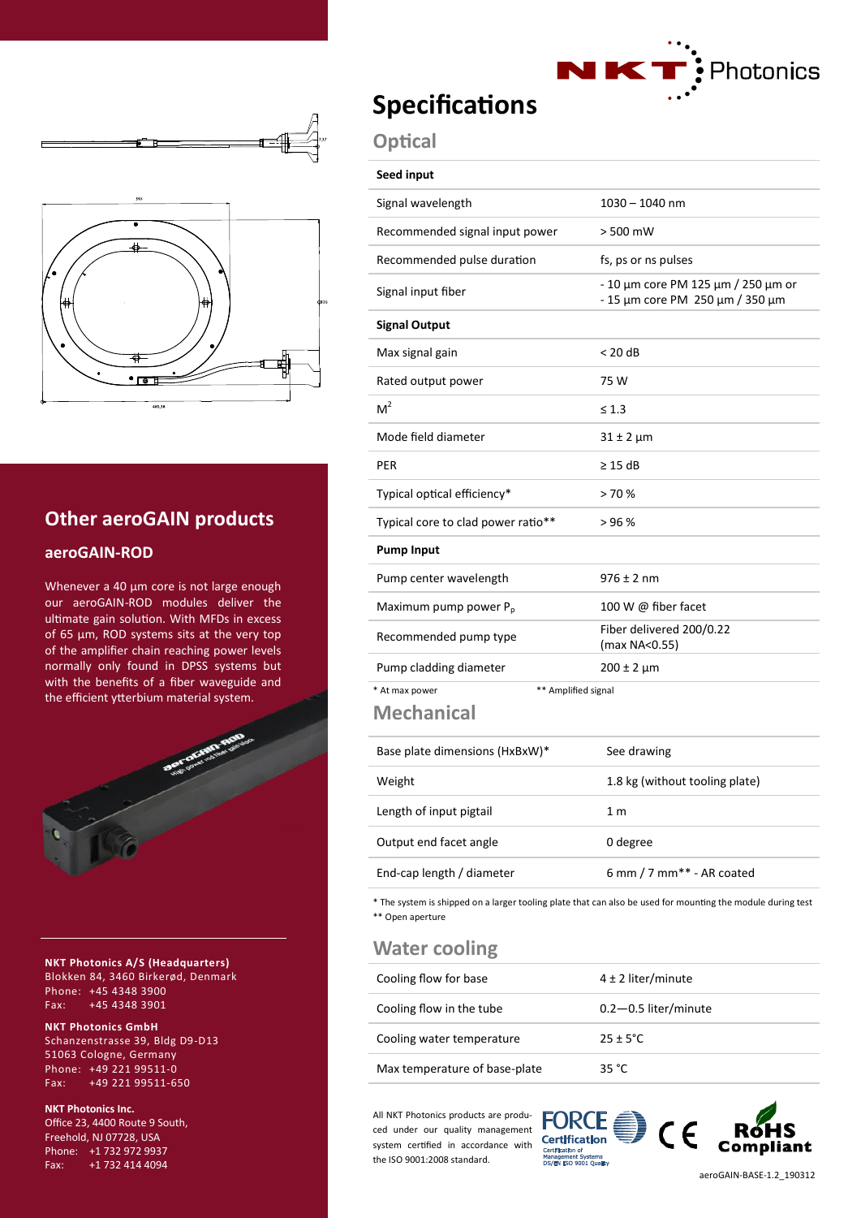# Specifications

## Optical

| | |
|---|---|
| **Seed input** | |
| Signal wavelength | 1030 – 1040 nm |
| Recommended signal input power | > 500 mW |
| Recommended pulse duration | fs, ps or ns pulses |
| Signal input fiber | - 10 µm core PM 125 µm / 250 µm or<br>- 15 µm core PM 250 µm / 350 µm |
| **Signal Output** | |
| Max signal gain | < 20 dB |
| Rated output power | 75 W |
| $M^2$ | ≤ 1.3 |
| Mode field diameter | 31 ± 2 µm |
| PER | ≥ 15 dB |
| Typical optical efficiency* | > 70 % |
| Typical core to clad power ratio** | > 96 % |
| **Pump Input** | |
| Pump center wavelength | 976 ± 2 nm |
| Maximum pump power $P_p$ | 100 W @ fiber facet |
| Recommended pump type | Fiber delivered 200/0.22 (max NA<0.55) |
| Pump cladding diameter | 200 ± 2 µm |

\* At max power ** Amplified signal

## Mechanical

| | |
|---|---|
| Base plate dimensions (HxBxW)* | See drawing |
| Weight | 1.8 kg (without tooling plate) |
| Length of input pigtail | 1 m |
| Output end facet angle | 0 degree |
| End-cap length / diameter | 6 mm / 7 mm** - AR coated |

\* The system is shipped on a larger tooling plate that can also be used for mounting the module during test
** Open aperture

## Water cooling

| | |
|---|---|
| Cooling flow for base | 4 ± 2 liter/minute |
| Cooling flow in the tube | 0.2—0.5 liter/minute |
| Cooling water temperature | 25 ± 5°C |
| Max temperature of base-plate | 35 °C |

All NKT Photonics products are produced under our quality management system certified in accordance with the ISO 9001:2008 standard.

FORCE Certification — Certification of Management Systems DS/EN ISO 9001 Quality

CE

RoHS Compliant

aeroGAIN-BASE-1.2_190312

## Other aeroGAIN products

### aeroGAIN-ROD

Whenever a 40 µm core is not large enough our aeroGAIN-ROD modules deliver the ultimate gain solution. With MFDs in excess of 65 µm, ROD systems sits at the very top of the amplifier chain reaching power levels normally only found in DPSS systems but with the benefits of a fiber waveguide and the efficient ytterbium material system.

**NKT Photonics A/S (Headquarters)**
Blokken 84, 3460 Birkerød, Denmark
Phone: +45 4348 3900
Fax: +45 4348 3901

**NKT Photonics GmbH**
Schanzenstrasse 39, Bldg D9-D13
51063 Cologne, Germany
Phone: +49 221 99511-0
Fax: +49 221 99511-650

**NKT Photonics Inc.**
Office 23, 4400 Route 9 South,
Freehold, NJ 07728, USA
Phone: +1 732 972 9937
Fax: +1 732 414 4094